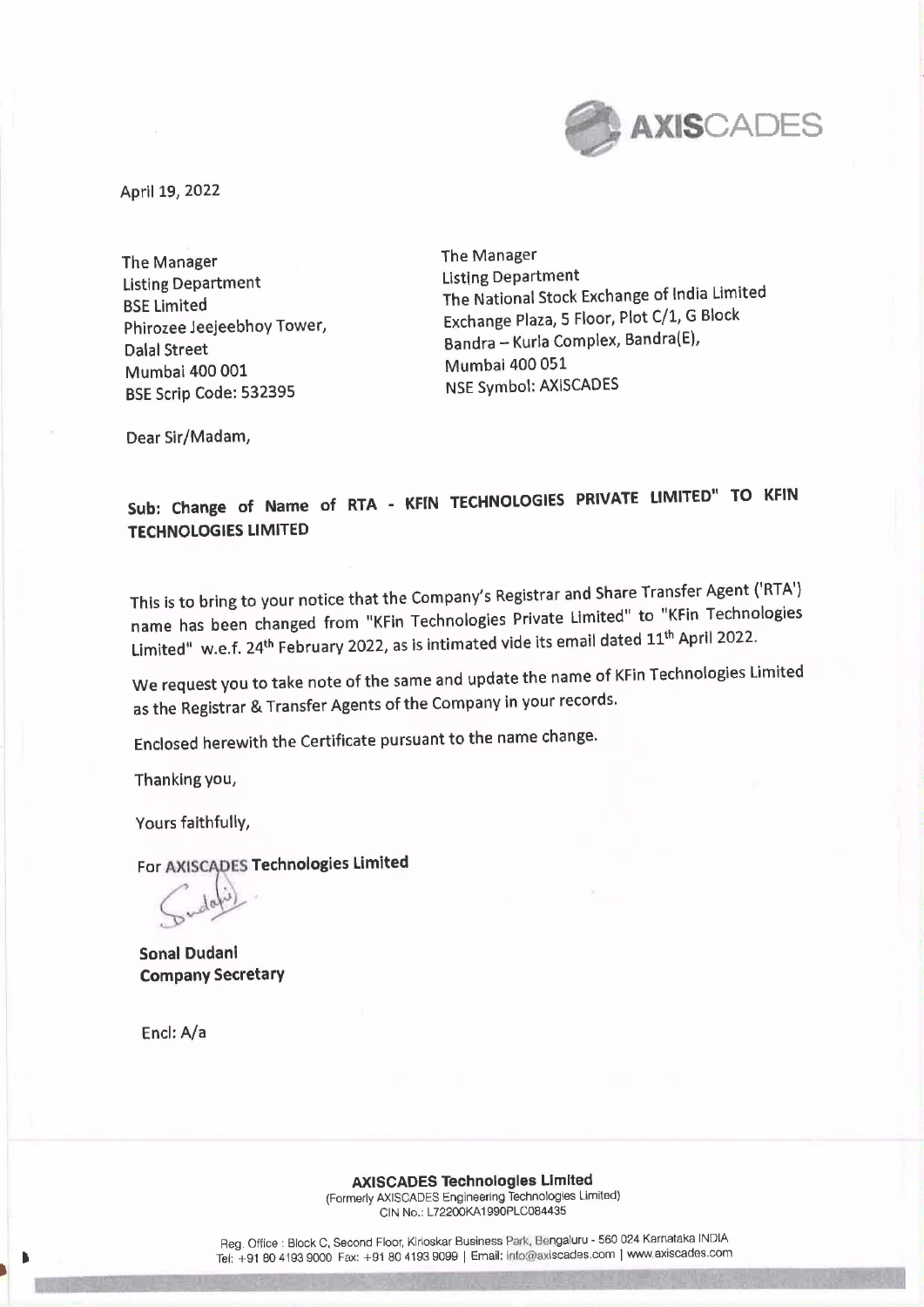AXISCADES

April 19, 2022

The Manager
Listing Department
BSE Limited
Phirozee Jeejeebhoy Tower,
Dalal Street
Mumbai 400 001
BSE Scrip Code: 532395

The Manager
Listing Department
The National Stock Exchange of India Limited
Exchange Plaza, 5 Floor, Plot C/1, G Block
Bandra – Kurla Complex, Bandra(E),
Mumbai 400 051
NSE Symbol: AXISCADES

Dear Sir/Madam,

**Sub: Change of Name of RTA - KFIN TECHNOLOGIES PRIVATE LIMITED" TO KFIN TECHNOLOGIES LIMITED**

This is to bring to your notice that the Company's Registrar and Share Transfer Agent ('RTA') name has been changed from "KFin Technologies Private Limited" to "KFin Technologies Limited" w.e.f. 24th February 2022, as is intimated vide its email dated 11th April 2022.

We request you to take note of the same and update the name of KFin Technologies Limited as the Registrar & Transfer Agents of the Company in your records.

Enclosed herewith the Certificate pursuant to the name change.

Thanking you,

Yours faithfully,

For **AXISCADES Technologies Limited**

**Sonal Dudani**
**Company Secretary**

Encl: A/a

**AXISCADES Technologies Limited**
(Formerly AXISCADES Engineering Technologies Limited)
CIN No.: L72200KA1990PLC084435

Reg. Office : Block C, Second Floor, Kirloskar Business Park, Bengaluru - 560 024 Karnataka INDIA
Tel: +91 80 4193 9000 Fax: +91 80 4193 9099 | Email: info@axiscades.com | www.axiscades.com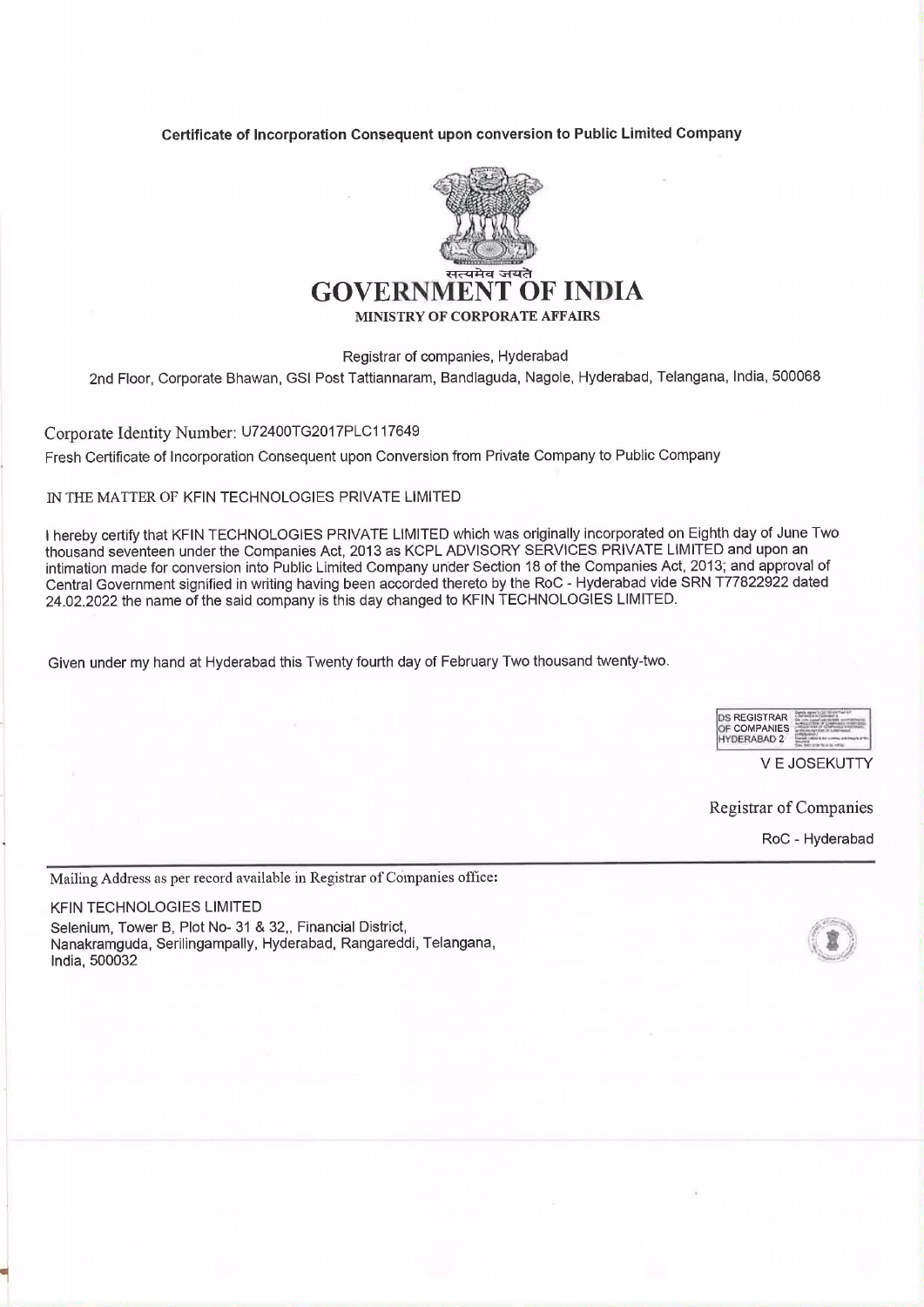**Certificate of Incorporation Consequent upon conversion to Public Limited Company**

सत्यमेव जयते

# GOVERNMENT OF INDIA

## MINISTRY OF CORPORATE AFFAIRS

Registrar of companies, Hyderabad

2nd Floor, Corporate Bhawan, GSI Post Tattiannaram, Bandlaguda, Nagole, Hyderabad, Telangana, India, 500068

Corporate Identity Number: U72400TG2017PLC117649

Fresh Certificate of Incorporation Consequent upon Conversion from Private Company to Public Company

IN THE MATTER OF KFIN TECHNOLOGIES PRIVATE LIMITED

I hereby certify that KFIN TECHNOLOGIES PRIVATE LIMITED which was originally incorporated on Eighth day of June Two thousand seventeen under the Companies Act, 2013 as KCPL ADVISORY SERVICES PRIVATE LIMITED and upon an intimation made for conversion into Public Limited Company under Section 18 of the Companies Act, 2013; and approval of Central Government signified in writing having been accorded thereto by the RoC - Hyderabad vide SRN T77822922 dated 24.02.2022 the name of the said company is this day changed to KFIN TECHNOLOGIES LIMITED.

Given under my hand at Hyderabad this Twenty fourth day of February Two thousand twenty-two.

DS REGISTRAR OF COMPANIES HYDERABAD 2

V E JOSEKUTTY

Registrar of Companies

RoC - Hyderabad

Mailing Address as per record available in Registrar of Companies office:

KFIN TECHNOLOGIES LIMITED

Selenium, Tower B, Plot No- 31 & 32,, Financial District,
Nanakramguda, Serilingampally, Hyderabad, Rangareddi, Telangana,
India, 500032